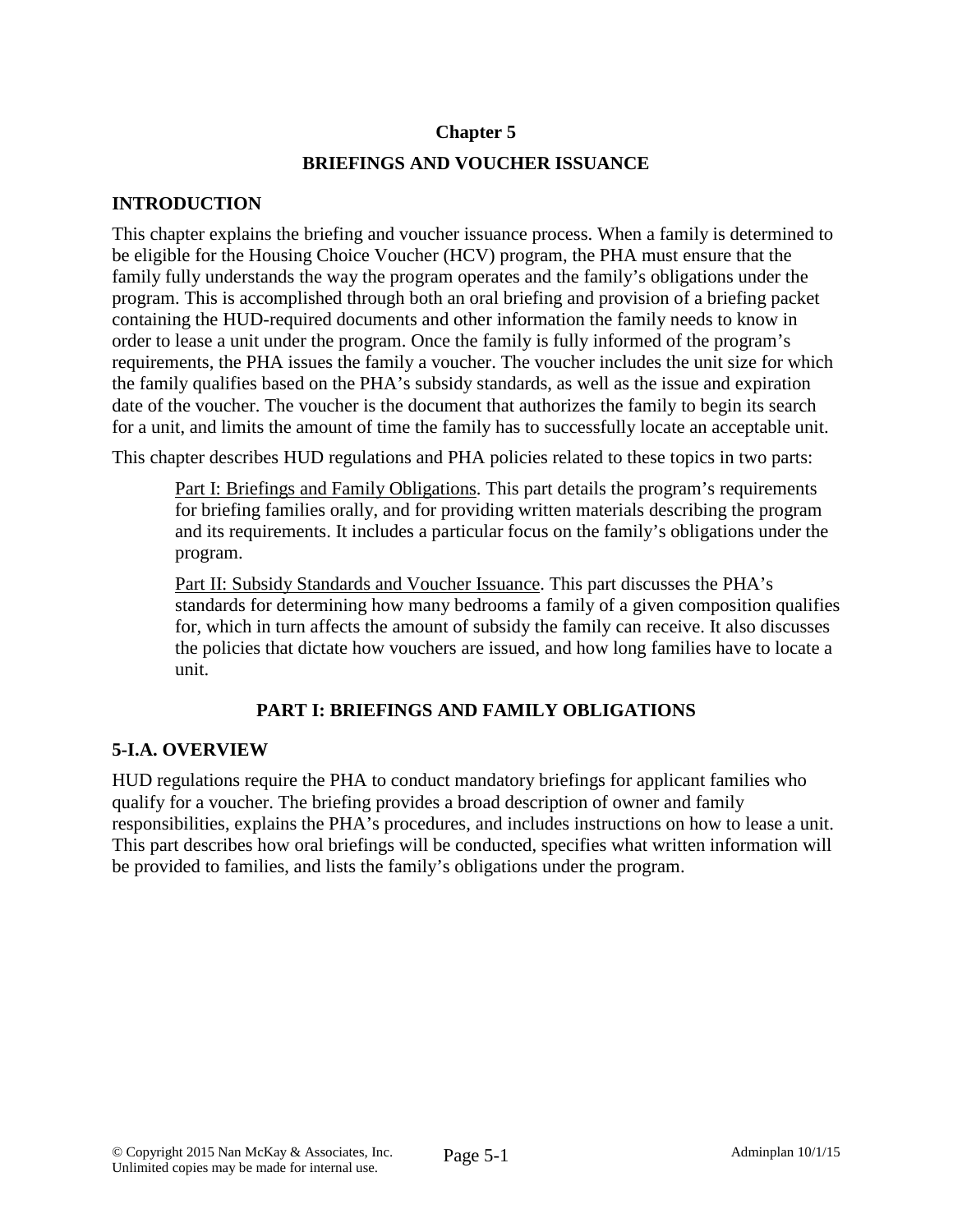# Chapter 5

## BRIEFINGS AND VOUCHER ISSUANCE

### INTRODUCTION

This chapter explains the briefing and voucher issuance process. When a family is determined to be eligible for the Housing Choice Voucher (HCV) program, the PHA must ensure that the family fully understands the way the program operates and the family's obligations under the program. This is accomplished through both an oral briefing and provision of a briefing packet containing the HUD-required documents and other information the family needs to know in order to lease a unit under the program. Once the family is fully informed of the program's requirements, the PHA issues the family a voucher. The voucher includes the unit size for which the family qualifies based on the PHA's subsidy standards, as well as the issue and expiration date of the voucher. The voucher is the document that authorizes the family to begin its search for a unit, and limits the amount of time the family has to successfully locate an acceptable unit.

This chapter describes HUD regulations and PHA policies related to these topics in two parts:

> Part I: Briefings and Family Obligations. This part details the program's requirements for briefing families orally, and for providing written materials describing the program and its requirements. It includes a particular focus on the family's obligations under the program.
>
> Part II: Subsidy Standards and Voucher Issuance. This part discusses the PHA's standards for determining how many bedrooms a family of a given composition qualifies for, which in turn affects the amount of subsidy the family can receive. It also discusses the policies that dictate how vouchers are issued, and how long families have to locate a unit.

## PART I: BRIEFINGS AND FAMILY OBLIGATIONS

### 5-I.A. OVERVIEW

HUD regulations require the PHA to conduct mandatory briefings for applicant families who qualify for a voucher. The briefing provides a broad description of owner and family responsibilities, explains the PHA's procedures, and includes instructions on how to lease a unit. This part describes how oral briefings will be conducted, specifies what written information will be provided to families, and lists the family's obligations under the program.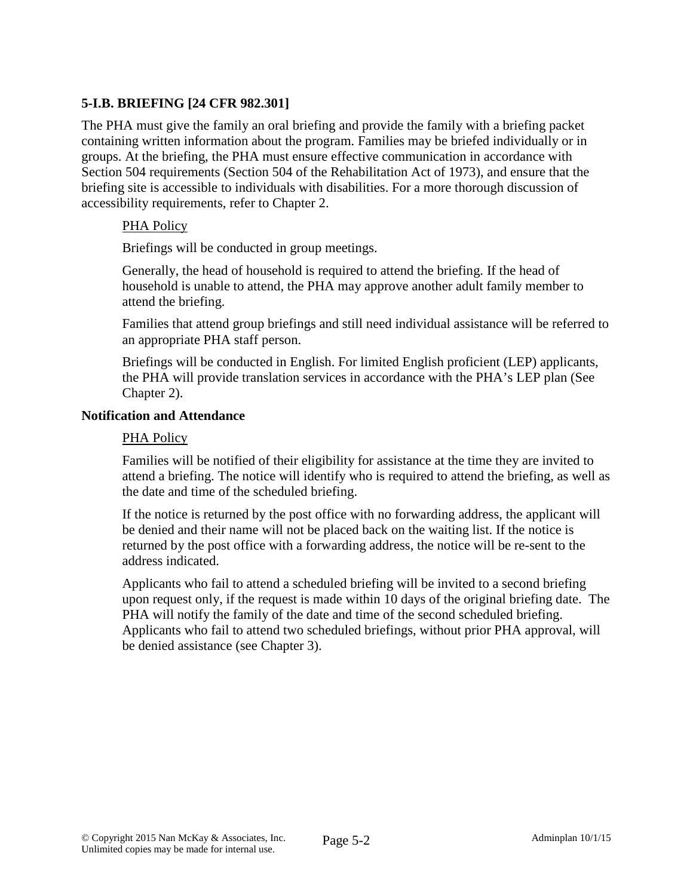### 5-I.B. BRIEFING [24 CFR 982.301]

The PHA must give the family an oral briefing and provide the family with a briefing packet containing written information about the program. Families may be briefed individually or in groups. At the briefing, the PHA must ensure effective communication in accordance with Section 504 requirements (Section 504 of the Rehabilitation Act of 1973), and ensure that the briefing site is accessible to individuals with disabilities. For a more thorough discussion of accessibility requirements, refer to Chapter 2.

> <u>PHA Policy</u>
>
> Briefings will be conducted in group meetings.
>
> Generally, the head of household is required to attend the briefing. If the head of household is unable to attend, the PHA may approve another adult family member to attend the briefing.
>
> Families that attend group briefings and still need individual assistance will be referred to an appropriate PHA staff person.
>
> Briefings will be conducted in English. For limited English proficient (LEP) applicants, the PHA will provide translation services in accordance with the PHA's LEP plan (See Chapter 2).

**Notification and Attendance**

> <u>PHA Policy</u>
>
> Families will be notified of their eligibility for assistance at the time they are invited to attend a briefing. The notice will identify who is required to attend the briefing, as well as the date and time of the scheduled briefing.
>
> If the notice is returned by the post office with no forwarding address, the applicant will be denied and their name will not be placed back on the waiting list. If the notice is returned by the post office with a forwarding address, the notice will be re-sent to the address indicated.
>
> Applicants who fail to attend a scheduled briefing will be invited to a second briefing upon request only, if the request is made within 10 days of the original briefing date. The PHA will notify the family of the date and time of the second scheduled briefing. Applicants who fail to attend two scheduled briefings, without prior PHA approval, will be denied assistance (see Chapter 3).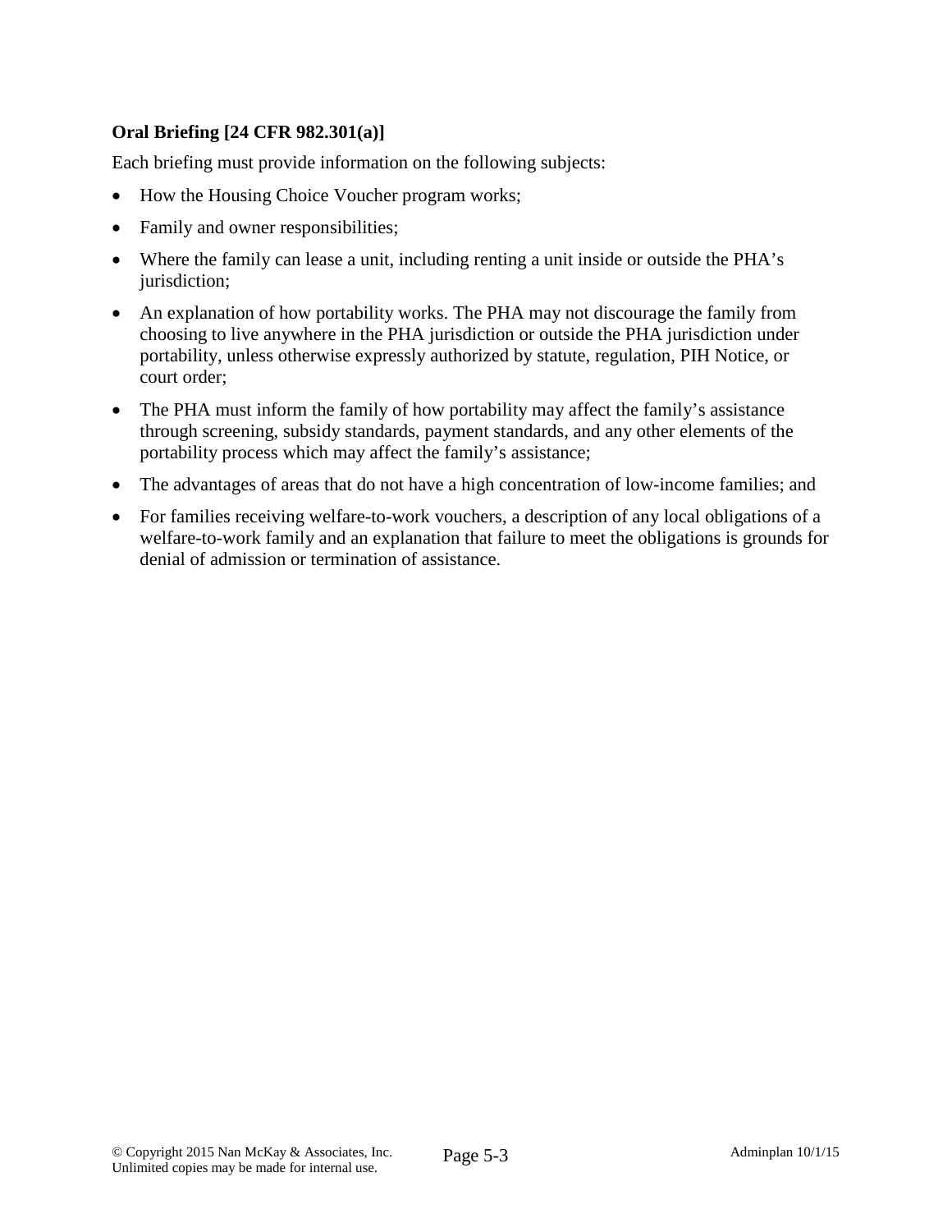**Oral Briefing [24 CFR 982.301(a)]**

Each briefing must provide information on the following subjects:

- How the Housing Choice Voucher program works;
- Family and owner responsibilities;
- Where the family can lease a unit, including renting a unit inside or outside the PHA's jurisdiction;
- An explanation of how portability works. The PHA may not discourage the family from choosing to live anywhere in the PHA jurisdiction or outside the PHA jurisdiction under portability, unless otherwise expressly authorized by statute, regulation, PIH Notice, or court order;
- The PHA must inform the family of how portability may affect the family's assistance through screening, subsidy standards, payment standards, and any other elements of the portability process which may affect the family's assistance;
- The advantages of areas that do not have a high concentration of low-income families; and
- For families receiving welfare-to-work vouchers, a description of any local obligations of a welfare-to-work family and an explanation that failure to meet the obligations is grounds for denial of admission or termination of assistance.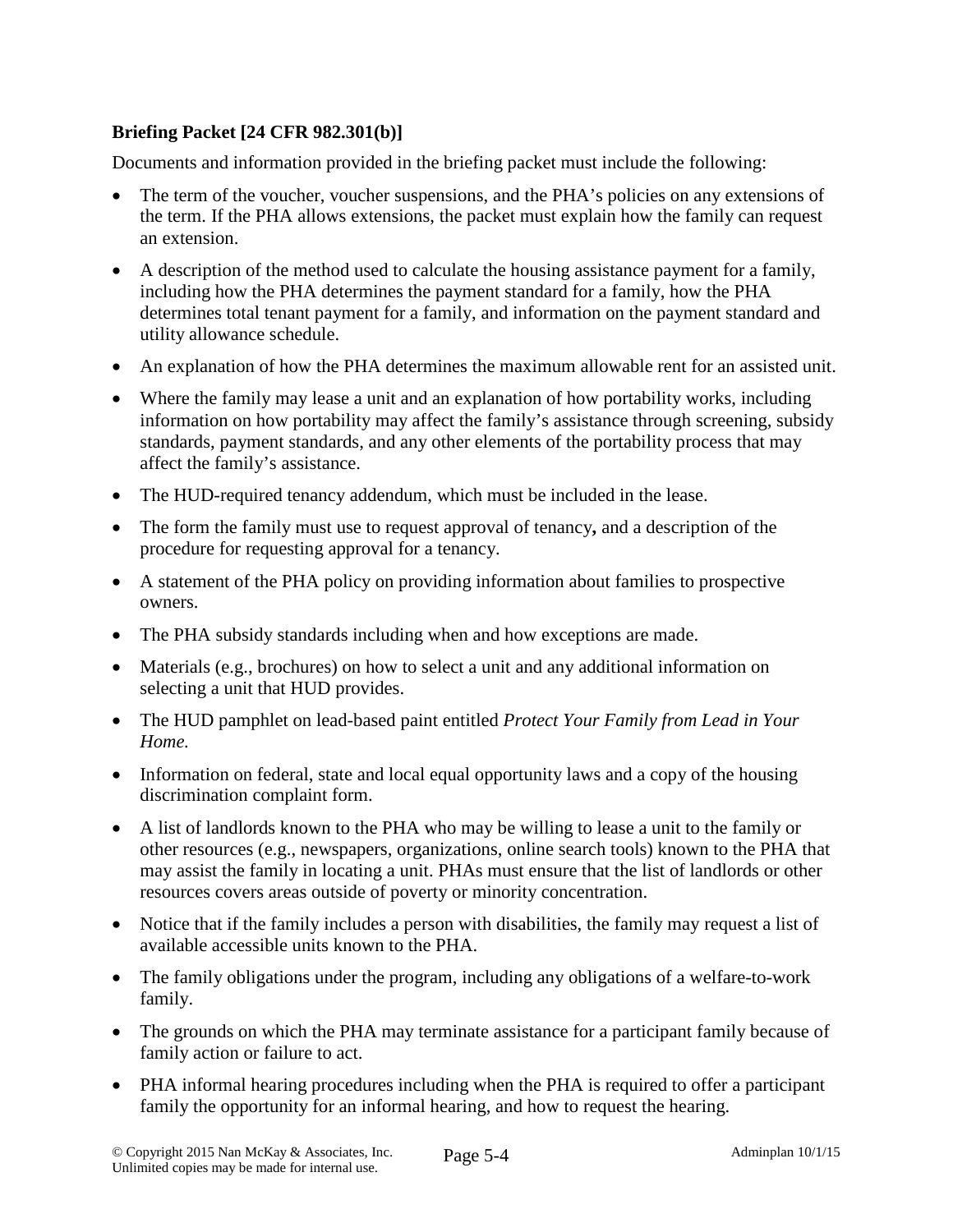**Briefing Packet [24 CFR 982.301(b)]**

Documents and information provided in the briefing packet must include the following:

- The term of the voucher, voucher suspensions, and the PHA's policies on any extensions of the term. If the PHA allows extensions, the packet must explain how the family can request an extension.
- A description of the method used to calculate the housing assistance payment for a family, including how the PHA determines the payment standard for a family, how the PHA determines total tenant payment for a family, and information on the payment standard and utility allowance schedule.
- An explanation of how the PHA determines the maximum allowable rent for an assisted unit.
- Where the family may lease a unit and an explanation of how portability works, including information on how portability may affect the family's assistance through screening, subsidy standards, payment standards, and any other elements of the portability process that may affect the family's assistance.
- The HUD-required tenancy addendum, which must be included in the lease.
- The form the family must use to request approval of tenancy**,** and a description of the procedure for requesting approval for a tenancy.
- A statement of the PHA policy on providing information about families to prospective owners.
- The PHA subsidy standards including when and how exceptions are made.
- Materials (e.g., brochures) on how to select a unit and any additional information on selecting a unit that HUD provides.
- The HUD pamphlet on lead-based paint entitled *Protect Your Family from Lead in Your Home.*
- Information on federal, state and local equal opportunity laws and a copy of the housing discrimination complaint form.
- A list of landlords known to the PHA who may be willing to lease a unit to the family or other resources (e.g., newspapers, organizations, online search tools) known to the PHA that may assist the family in locating a unit. PHAs must ensure that the list of landlords or other resources covers areas outside of poverty or minority concentration.
- Notice that if the family includes a person with disabilities, the family may request a list of available accessible units known to the PHA.
- The family obligations under the program, including any obligations of a welfare-to-work family.
- The grounds on which the PHA may terminate assistance for a participant family because of family action or failure to act.
- PHA informal hearing procedures including when the PHA is required to offer a participant family the opportunity for an informal hearing, and how to request the hearing.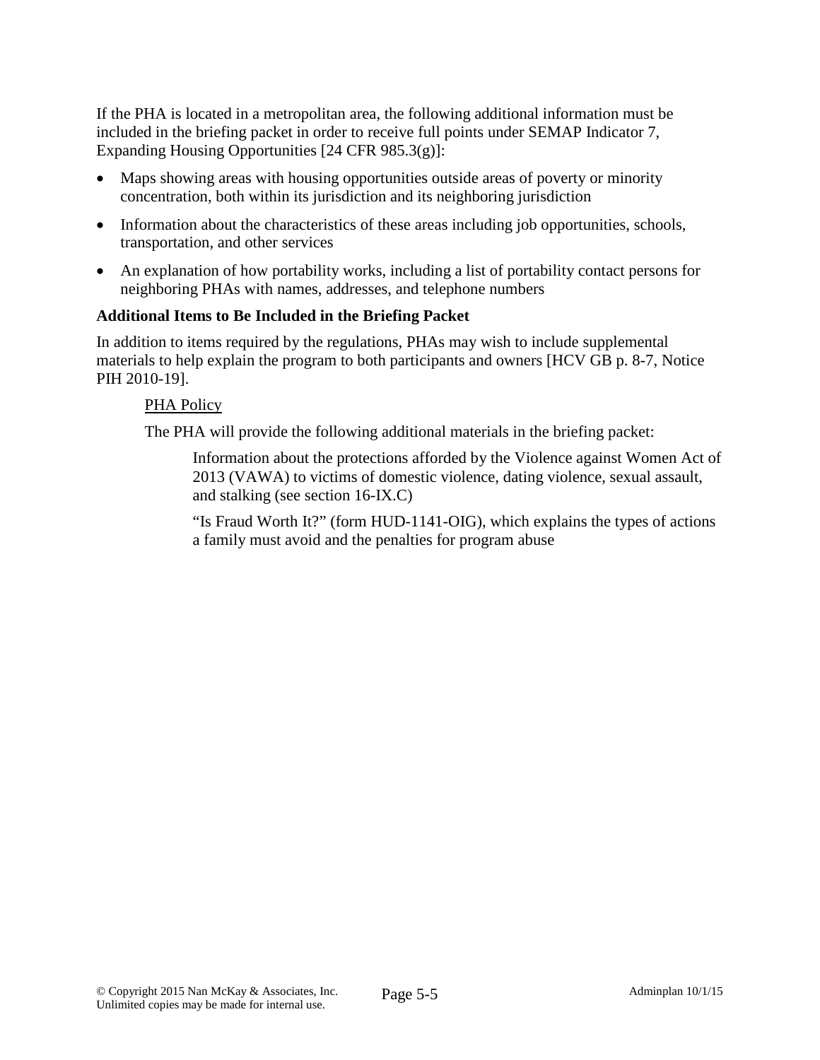If the PHA is located in a metropolitan area, the following additional information must be included in the briefing packet in order to receive full points under SEMAP Indicator 7, Expanding Housing Opportunities [24 CFR 985.3(g)]:

- Maps showing areas with housing opportunities outside areas of poverty or minority concentration, both within its jurisdiction and its neighboring jurisdiction
- Information about the characteristics of these areas including job opportunities, schools, transportation, and other services
- An explanation of how portability works, including a list of portability contact persons for neighboring PHAs with names, addresses, and telephone numbers

**Additional Items to Be Included in the Briefing Packet**

In addition to items required by the regulations, PHAs may wish to include supplemental materials to help explain the program to both participants and owners [HCV GB p. 8-7, Notice PIH 2010-19].

<u>PHA Policy</u>

The PHA will provide the following additional materials in the briefing packet:

Information about the protections afforded by the Violence against Women Act of 2013 (VAWA) to victims of domestic violence, dating violence, sexual assault, and stalking (see section 16-IX.C)

"Is Fraud Worth It?" (form HUD-1141-OIG), which explains the types of actions a family must avoid and the penalties for program abuse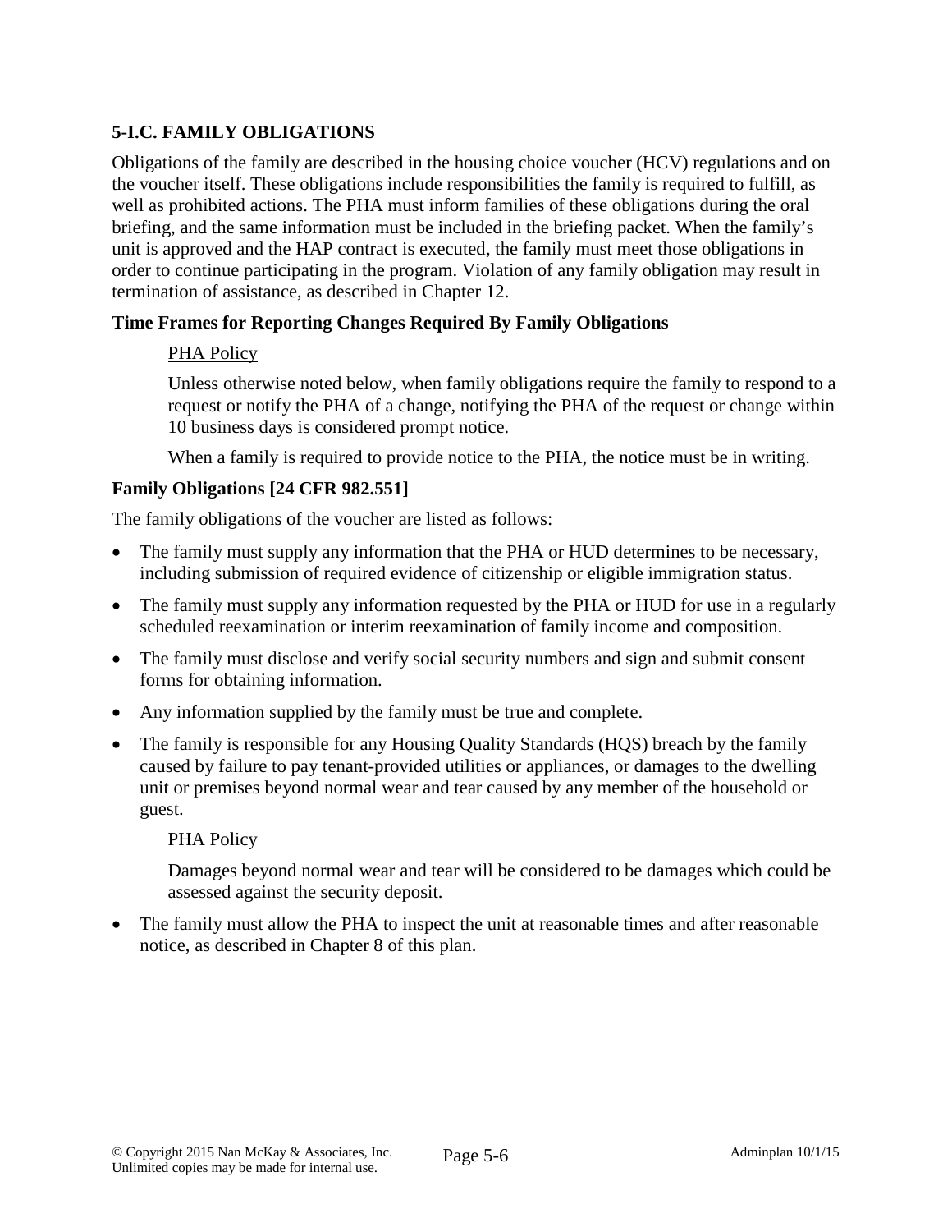## 5-I.C. FAMILY OBLIGATIONS

Obligations of the family are described in the housing choice voucher (HCV) regulations and on the voucher itself. These obligations include responsibilities the family is required to fulfill, as well as prohibited actions. The PHA must inform families of these obligations during the oral briefing, and the same information must be included in the briefing packet. When the family's unit is approved and the HAP contract is executed, the family must meet those obligations in order to continue participating in the program. Violation of any family obligation may result in termination of assistance, as described in Chapter 12.

### Time Frames for Reporting Changes Required By Family Obligations

> PHA Policy
>
> Unless otherwise noted below, when family obligations require the family to respond to a request or notify the PHA of a change, notifying the PHA of the request or change within 10 business days is considered prompt notice.
>
> When a family is required to provide notice to the PHA, the notice must be in writing.

### Family Obligations [24 CFR 982.551]

The family obligations of the voucher are listed as follows:

- The family must supply any information that the PHA or HUD determines to be necessary, including submission of required evidence of citizenship or eligible immigration status.
- The family must supply any information requested by the PHA or HUD for use in a regularly scheduled reexamination or interim reexamination of family income and composition.
- The family must disclose and verify social security numbers and sign and submit consent forms for obtaining information.
- Any information supplied by the family must be true and complete.
- The family is responsible for any Housing Quality Standards (HQS) breach by the family caused by failure to pay tenant-provided utilities or appliances, or damages to the dwelling unit or premises beyond normal wear and tear caused by any member of the household or guest.

  > PHA Policy
  >
  > Damages beyond normal wear and tear will be considered to be damages which could be assessed against the security deposit.

- The family must allow the PHA to inspect the unit at reasonable times and after reasonable notice, as described in Chapter 8 of this plan.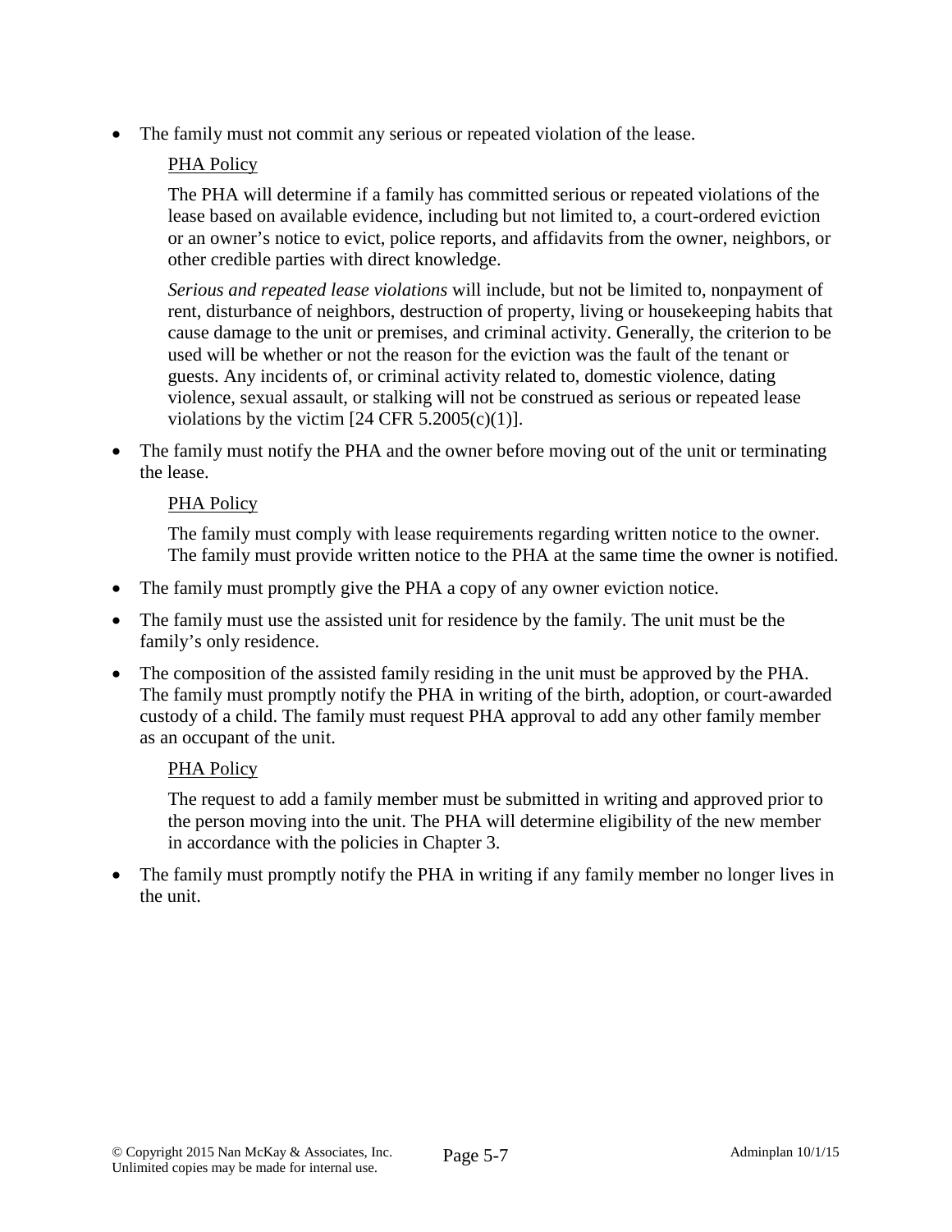- The family must not commit any serious or repeated violation of the lease.

  PHA Policy

  The PHA will determine if a family has committed serious or repeated violations of the lease based on available evidence, including but not limited to, a court-ordered eviction or an owner's notice to evict, police reports, and affidavits from the owner, neighbors, or other credible parties with direct knowledge.

  *Serious and repeated lease violations* will include, but not be limited to, nonpayment of rent, disturbance of neighbors, destruction of property, living or housekeeping habits that cause damage to the unit or premises, and criminal activity. Generally, the criterion to be used will be whether or not the reason for the eviction was the fault of the tenant or guests. Any incidents of, or criminal activity related to, domestic violence, dating violence, sexual assault, or stalking will not be construed as serious or repeated lease violations by the victim [24 CFR 5.2005(c)(1)].

- The family must notify the PHA and the owner before moving out of the unit or terminating the lease.

  PHA Policy

  The family must comply with lease requirements regarding written notice to the owner. The family must provide written notice to the PHA at the same time the owner is notified.

- The family must promptly give the PHA a copy of any owner eviction notice.
- The family must use the assisted unit for residence by the family. The unit must be the family's only residence.
- The composition of the assisted family residing in the unit must be approved by the PHA. The family must promptly notify the PHA in writing of the birth, adoption, or court-awarded custody of a child. The family must request PHA approval to add any other family member as an occupant of the unit.

  PHA Policy

  The request to add a family member must be submitted in writing and approved prior to the person moving into the unit. The PHA will determine eligibility of the new member in accordance with the policies in Chapter 3.

- The family must promptly notify the PHA in writing if any family member no longer lives in the unit.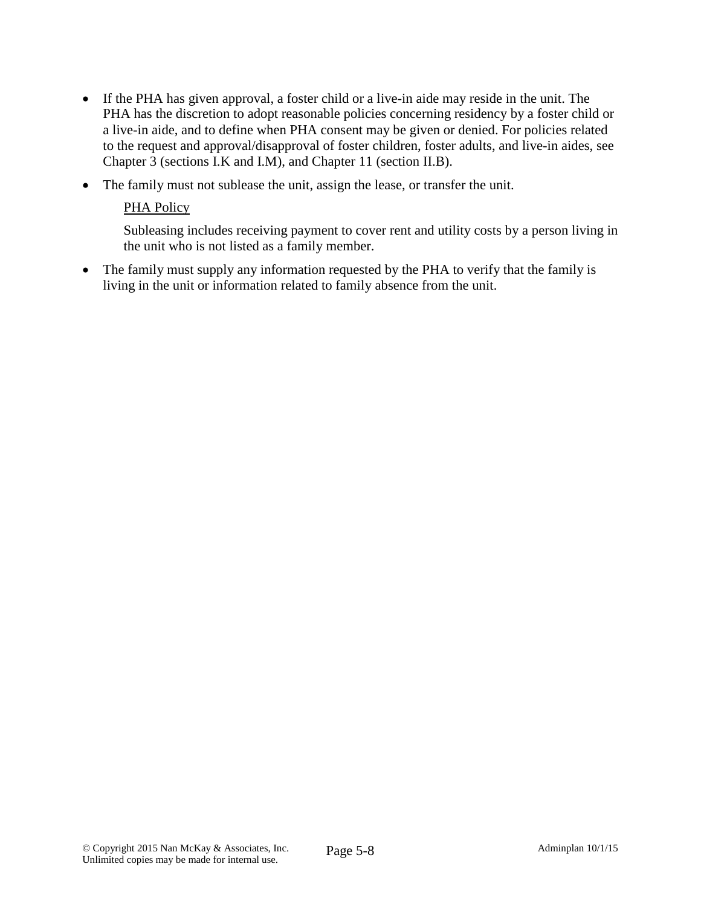- If the PHA has given approval, a foster child or a live-in aide may reside in the unit. The PHA has the discretion to adopt reasonable policies concerning residency by a foster child or a live-in aide, and to define when PHA consent may be given or denied. For policies related to the request and approval/disapproval of foster children, foster adults, and live-in aides, see Chapter 3 (sections I.K and I.M), and Chapter 11 (section II.B).

- The family must not sublease the unit, assign the lease, or transfer the unit.

  <u>PHA Policy</u>

  Subleasing includes receiving payment to cover rent and utility costs by a person living in the unit who is not listed as a family member.

- The family must supply any information requested by the PHA to verify that the family is living in the unit or information related to family absence from the unit.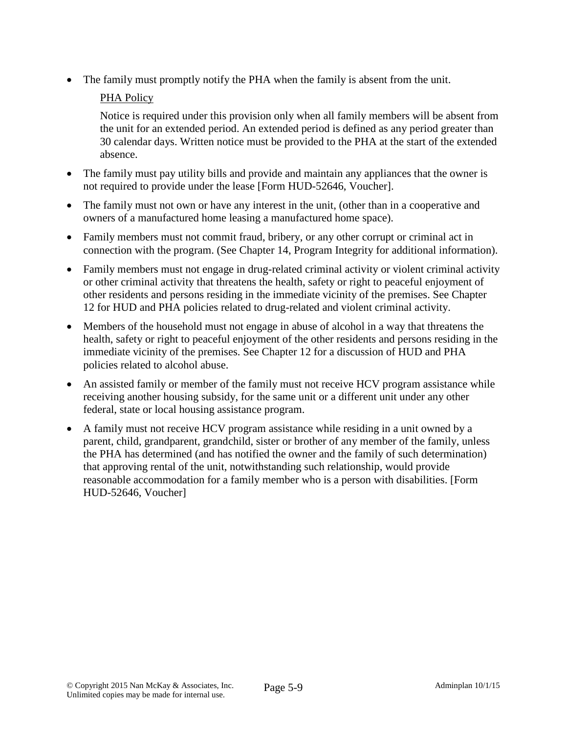- The family must promptly notify the PHA when the family is absent from the unit.

  PHA Policy

  Notice is required under this provision only when all family members will be absent from the unit for an extended period. An extended period is defined as any period greater than 30 calendar days. Written notice must be provided to the PHA at the start of the extended absence.

- The family must pay utility bills and provide and maintain any appliances that the owner is not required to provide under the lease [Form HUD-52646, Voucher].

- The family must not own or have any interest in the unit, (other than in a cooperative and owners of a manufactured home leasing a manufactured home space).

- Family members must not commit fraud, bribery, or any other corrupt or criminal act in connection with the program. (See Chapter 14, Program Integrity for additional information).

- Family members must not engage in drug-related criminal activity or violent criminal activity or other criminal activity that threatens the health, safety or right to peaceful enjoyment of other residents and persons residing in the immediate vicinity of the premises. See Chapter 12 for HUD and PHA policies related to drug-related and violent criminal activity.

- Members of the household must not engage in abuse of alcohol in a way that threatens the health, safety or right to peaceful enjoyment of the other residents and persons residing in the immediate vicinity of the premises. See Chapter 12 for a discussion of HUD and PHA policies related to alcohol abuse.

- An assisted family or member of the family must not receive HCV program assistance while receiving another housing subsidy, for the same unit or a different unit under any other federal, state or local housing assistance program.

- A family must not receive HCV program assistance while residing in a unit owned by a parent, child, grandparent, grandchild, sister or brother of any member of the family, unless the PHA has determined (and has notified the owner and the family of such determination) that approving rental of the unit, notwithstanding such relationship, would provide reasonable accommodation for a family member who is a person with disabilities. [Form HUD-52646, Voucher]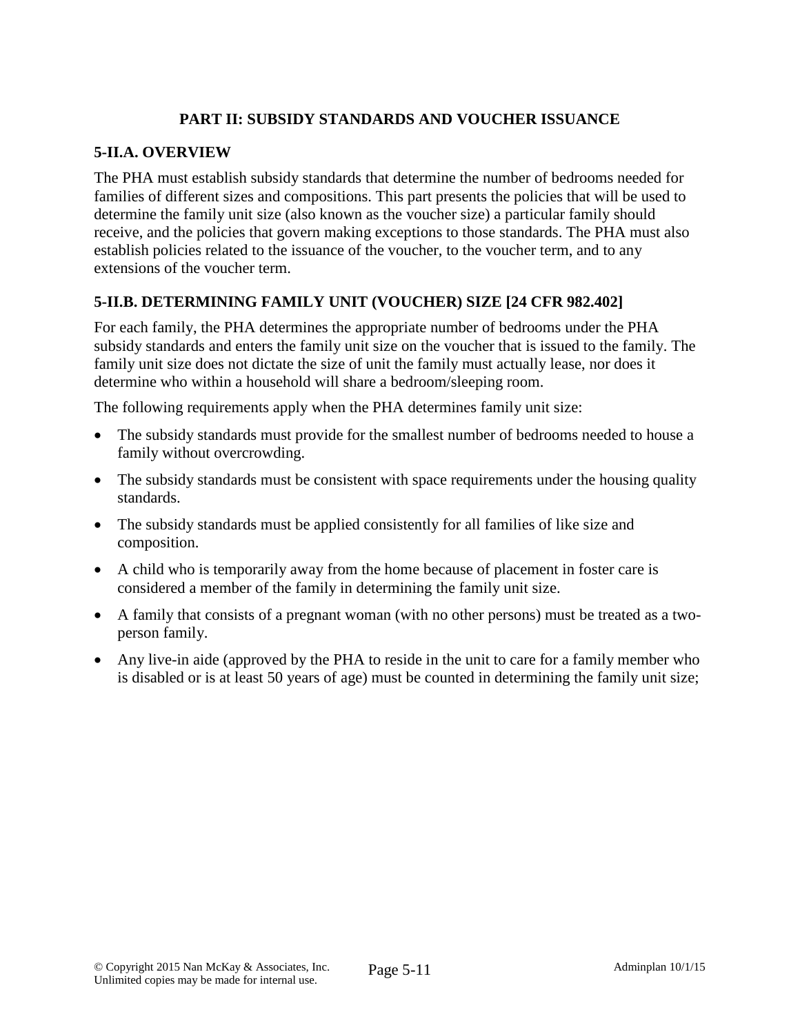## PART II: SUBSIDY STANDARDS AND VOUCHER ISSUANCE

### 5-II.A. OVERVIEW

The PHA must establish subsidy standards that determine the number of bedrooms needed for families of different sizes and compositions. This part presents the policies that will be used to determine the family unit size (also known as the voucher size) a particular family should receive, and the policies that govern making exceptions to those standards. The PHA must also establish policies related to the issuance of the voucher, to the voucher term, and to any extensions of the voucher term.

### 5-II.B. DETERMINING FAMILY UNIT (VOUCHER) SIZE [24 CFR 982.402]

For each family, the PHA determines the appropriate number of bedrooms under the PHA subsidy standards and enters the family unit size on the voucher that is issued to the family. The family unit size does not dictate the size of unit the family must actually lease, nor does it determine who within a household will share a bedroom/sleeping room.

The following requirements apply when the PHA determines family unit size:

- The subsidy standards must provide for the smallest number of bedrooms needed to house a family without overcrowding.
- The subsidy standards must be consistent with space requirements under the housing quality standards.
- The subsidy standards must be applied consistently for all families of like size and composition.
- A child who is temporarily away from the home because of placement in foster care is considered a member of the family in determining the family unit size.
- A family that consists of a pregnant woman (with no other persons) must be treated as a two-person family.
- Any live-in aide (approved by the PHA to reside in the unit to care for a family member who is disabled or is at least 50 years of age) must be counted in determining the family unit size;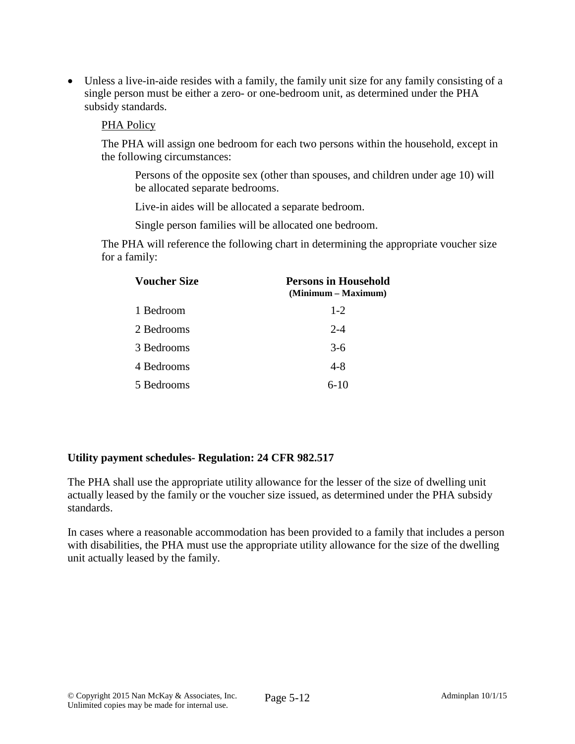- Unless a live-in-aide resides with a family, the family unit size for any family consisting of a single person must be either a zero- or one-bedroom unit, as determined under the PHA subsidy standards.

<u>PHA Policy</u>

The PHA will assign one bedroom for each two persons within the household, except in the following circumstances:

Persons of the opposite sex (other than spouses, and children under age 10) will be allocated separate bedrooms.

Live-in aides will be allocated a separate bedroom.

Single person families will be allocated one bedroom.

The PHA will reference the following chart in determining the appropriate voucher size for a family:

| Voucher Size | Persons in Household (Minimum – Maximum) |
|---|---|
| 1 Bedroom | 1-2 |
| 2 Bedrooms | 2-4 |
| 3 Bedrooms | 3-6 |
| 4 Bedrooms | 4-8 |
| 5 Bedrooms | 6-10 |

**Utility payment schedules- Regulation: 24 CFR 982.517**

The PHA shall use the appropriate utility allowance for the lesser of the size of dwelling unit actually leased by the family or the voucher size issued, as determined under the PHA subsidy standards.

In cases where a reasonable accommodation has been provided to a family that includes a person with disabilities, the PHA must use the appropriate utility allowance for the size of the dwelling unit actually leased by the family.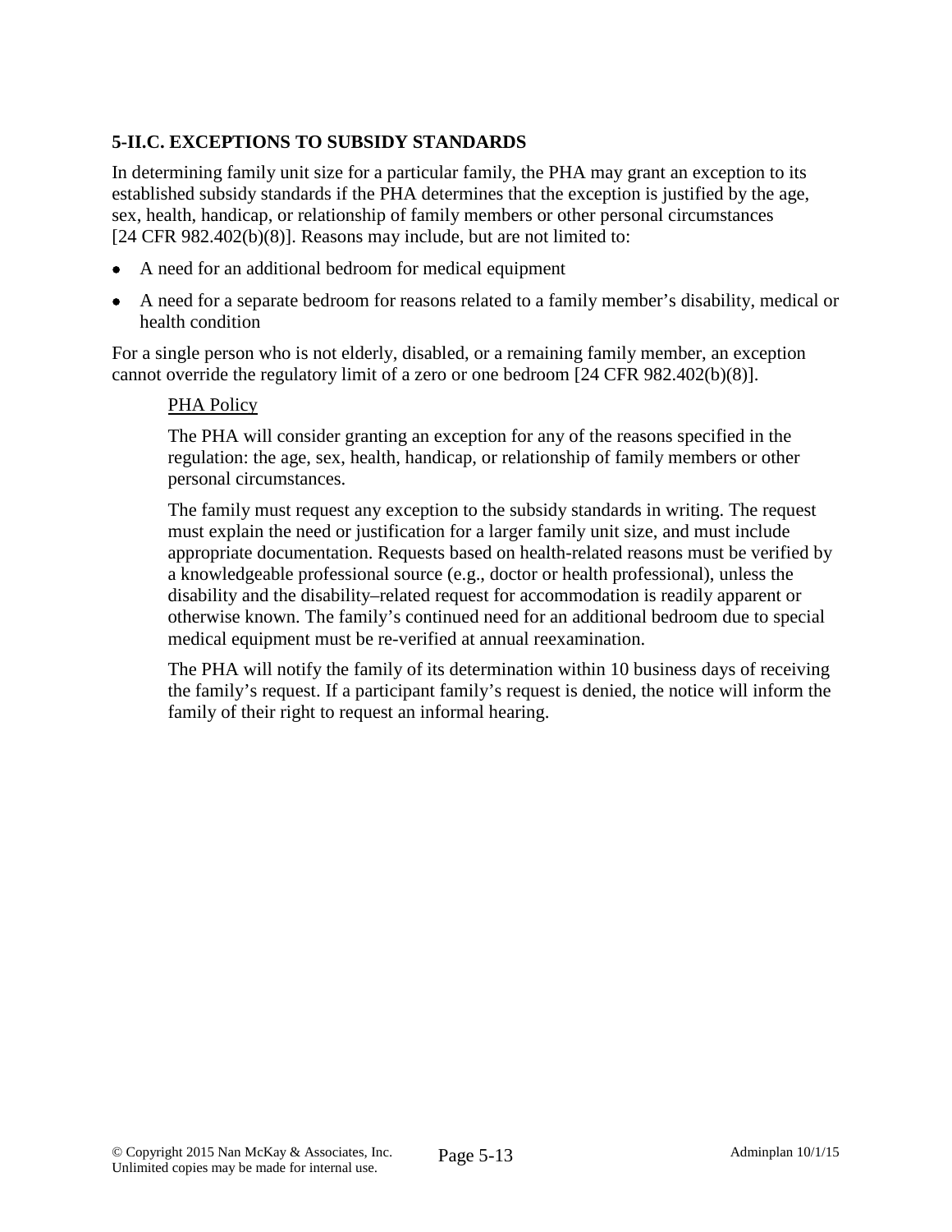### 5-II.C. EXCEPTIONS TO SUBSIDY STANDARDS

In determining family unit size for a particular family, the PHA may grant an exception to its established subsidy standards if the PHA determines that the exception is justified by the age, sex, health, handicap, or relationship of family members or other personal circumstances [24 CFR 982.402(b)(8)]. Reasons may include, but are not limited to:

- A need for an additional bedroom for medical equipment
- A need for a separate bedroom for reasons related to a family member's disability, medical or health condition

For a single person who is not elderly, disabled, or a remaining family member, an exception cannot override the regulatory limit of a zero or one bedroom [24 CFR 982.402(b)(8)].

> PHA Policy
>
> The PHA will consider granting an exception for any of the reasons specified in the regulation: the age, sex, health, handicap, or relationship of family members or other personal circumstances.
>
> The family must request any exception to the subsidy standards in writing. The request must explain the need or justification for a larger family unit size, and must include appropriate documentation. Requests based on health-related reasons must be verified by a knowledgeable professional source (e.g., doctor or health professional), unless the disability and the disability–related request for accommodation is readily apparent or otherwise known. The family's continued need for an additional bedroom due to special medical equipment must be re-verified at annual reexamination.
>
> The PHA will notify the family of its determination within 10 business days of receiving the family's request. If a participant family's request is denied, the notice will inform the family of their right to request an informal hearing.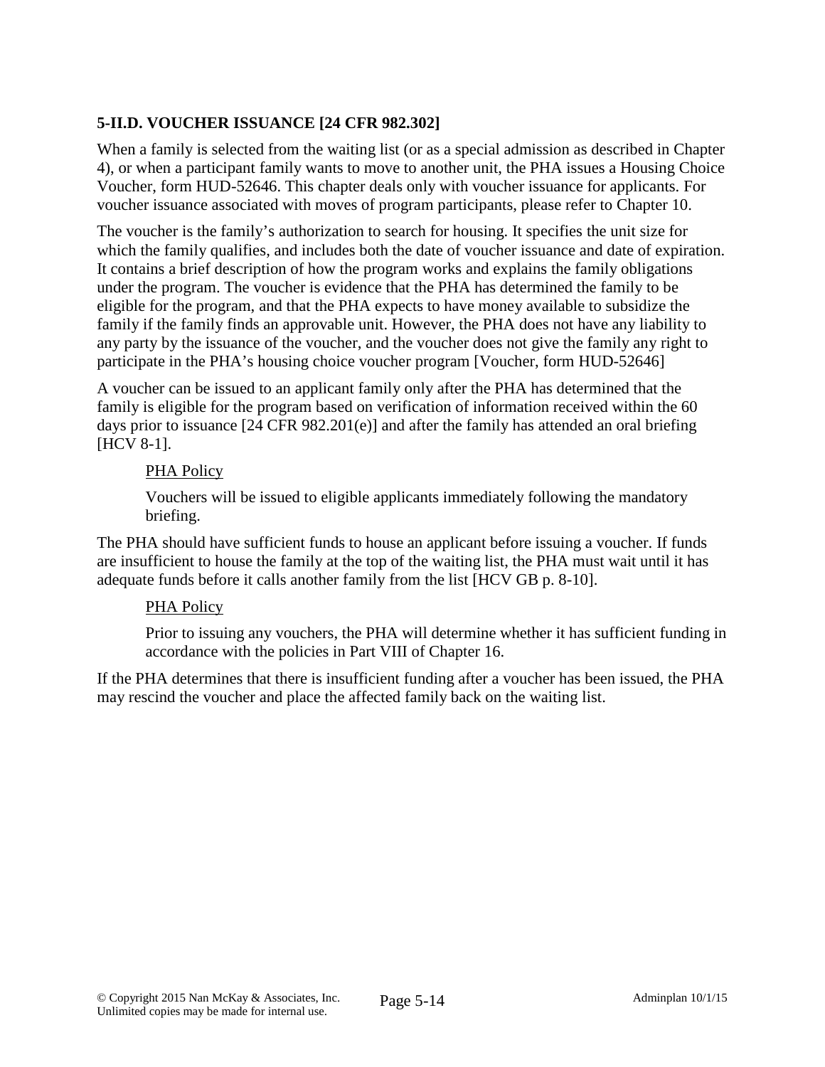### 5-II.D. VOUCHER ISSUANCE [24 CFR 982.302]

When a family is selected from the waiting list (or as a special admission as described in Chapter 4), or when a participant family wants to move to another unit, the PHA issues a Housing Choice Voucher, form HUD-52646. This chapter deals only with voucher issuance for applicants. For voucher issuance associated with moves of program participants, please refer to Chapter 10.

The voucher is the family's authorization to search for housing. It specifies the unit size for which the family qualifies, and includes both the date of voucher issuance and date of expiration. It contains a brief description of how the program works and explains the family obligations under the program. The voucher is evidence that the PHA has determined the family to be eligible for the program, and that the PHA expects to have money available to subsidize the family if the family finds an approvable unit. However, the PHA does not have any liability to any party by the issuance of the voucher, and the voucher does not give the family any right to participate in the PHA's housing choice voucher program [Voucher, form HUD-52646]

A voucher can be issued to an applicant family only after the PHA has determined that the family is eligible for the program based on verification of information received within the 60 days prior to issuance [24 CFR 982.201(e)] and after the family has attended an oral briefing [HCV 8-1].

> <u>PHA Policy</u>
>
> Vouchers will be issued to eligible applicants immediately following the mandatory briefing.

The PHA should have sufficient funds to house an applicant before issuing a voucher. If funds are insufficient to house the family at the top of the waiting list, the PHA must wait until it has adequate funds before it calls another family from the list [HCV GB p. 8-10].

> <u>PHA Policy</u>
>
> Prior to issuing any vouchers, the PHA will determine whether it has sufficient funding in accordance with the policies in Part VIII of Chapter 16.

If the PHA determines that there is insufficient funding after a voucher has been issued, the PHA may rescind the voucher and place the affected family back on the waiting list.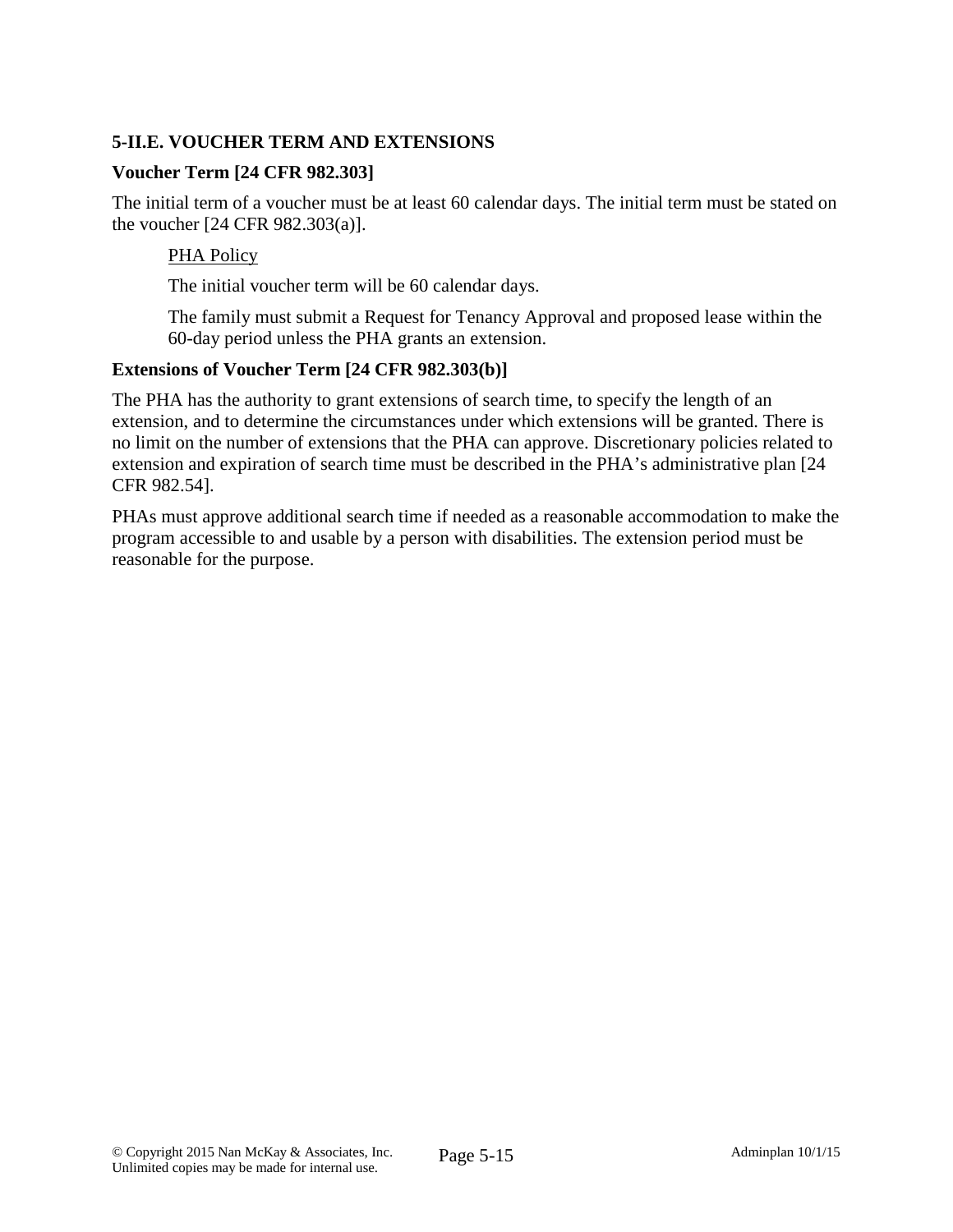### 5-II.E. VOUCHER TERM AND EXTENSIONS

#### Voucher Term [24 CFR 982.303]

The initial term of a voucher must be at least 60 calendar days. The initial term must be stated on the voucher [24 CFR 982.303(a)].

> PHA Policy
>
> The initial voucher term will be 60 calendar days.
>
> The family must submit a Request for Tenancy Approval and proposed lease within the 60-day period unless the PHA grants an extension.

#### Extensions of Voucher Term [24 CFR 982.303(b)]

The PHA has the authority to grant extensions of search time, to specify the length of an extension, and to determine the circumstances under which extensions will be granted. There is no limit on the number of extensions that the PHA can approve. Discretionary policies related to extension and expiration of search time must be described in the PHA's administrative plan [24 CFR 982.54].

PHAs must approve additional search time if needed as a reasonable accommodation to make the program accessible to and usable by a person with disabilities. The extension period must be reasonable for the purpose.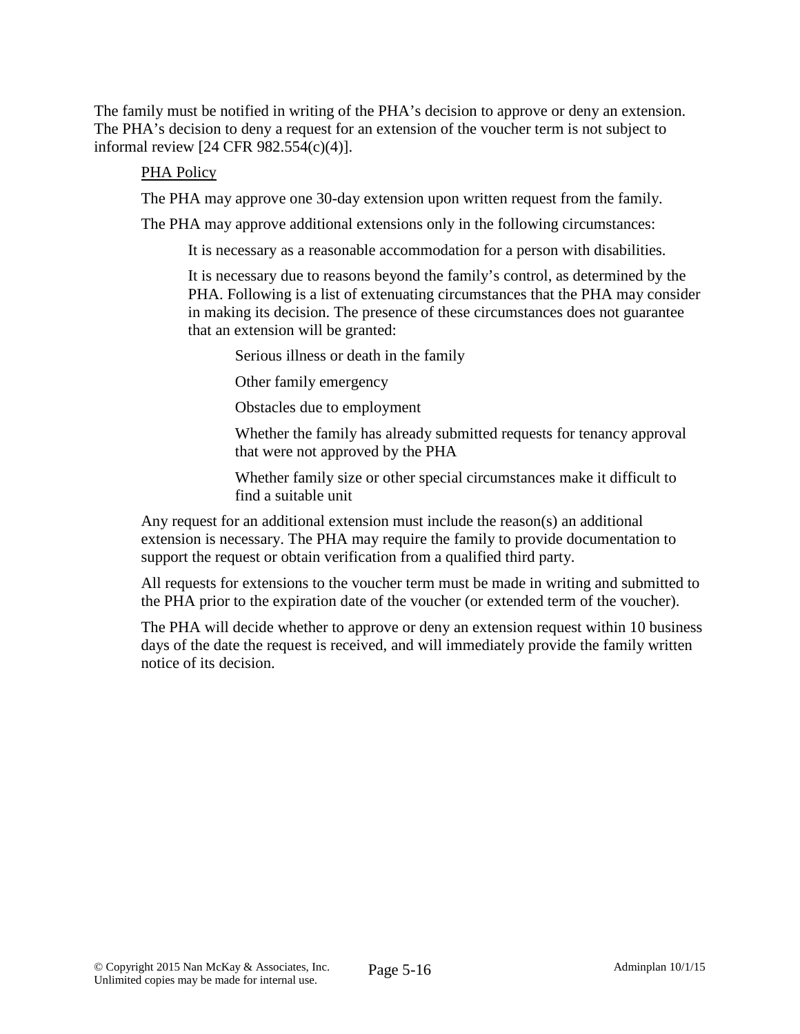The family must be notified in writing of the PHA's decision to approve or deny an extension. The PHA's decision to deny a request for an extension of the voucher term is not subject to informal review [24 CFR 982.554(c)(4)].

PHA Policy

The PHA may approve one 30-day extension upon written request from the family.

The PHA may approve additional extensions only in the following circumstances:

- It is necessary as a reasonable accommodation for a person with disabilities.
- It is necessary due to reasons beyond the family's control, as determined by the PHA. Following is a list of extenuating circumstances that the PHA may consider in making its decision. The presence of these circumstances does not guarantee that an extension will be granted:
  - Serious illness or death in the family
  - Other family emergency
  - Obstacles due to employment
  - Whether the family has already submitted requests for tenancy approval that were not approved by the PHA
  - Whether family size or other special circumstances make it difficult to find a suitable unit

Any request for an additional extension must include the reason(s) an additional extension is necessary. The PHA may require the family to provide documentation to support the request or obtain verification from a qualified third party.

All requests for extensions to the voucher term must be made in writing and submitted to the PHA prior to the expiration date of the voucher (or extended term of the voucher).

The PHA will decide whether to approve or deny an extension request within 10 business days of the date the request is received, and will immediately provide the family written notice of its decision.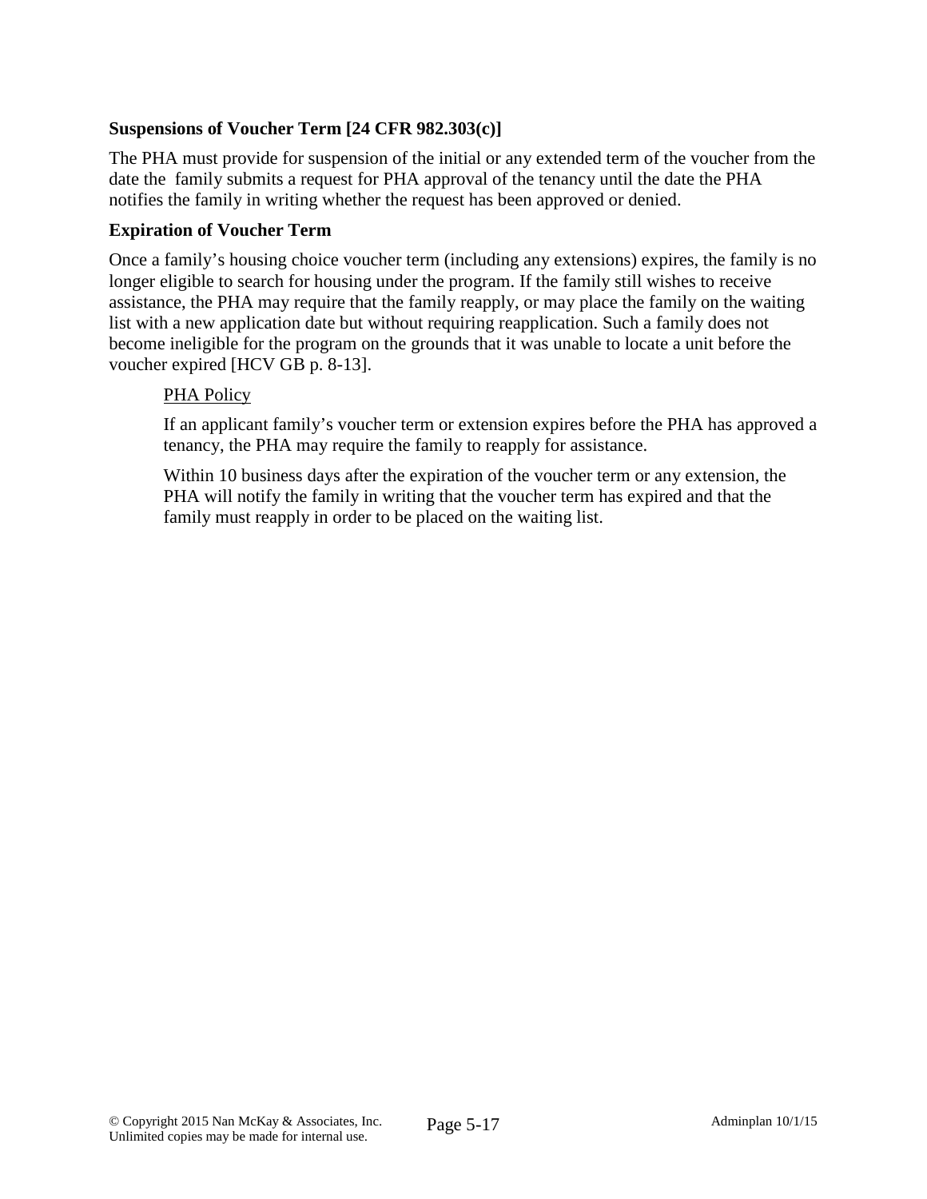**Suspensions of Voucher Term [24 CFR 982.303(c)]**

The PHA must provide for suspension of the initial or any extended term of the voucher from the date the family submits a request for PHA approval of the tenancy until the date the PHA notifies the family in writing whether the request has been approved or denied.

**Expiration of Voucher Term**

Once a family's housing choice voucher term (including any extensions) expires, the family is no longer eligible to search for housing under the program. If the family still wishes to receive assistance, the PHA may require that the family reapply, or may place the family on the waiting list with a new application date but without requiring reapplication. Such a family does not become ineligible for the program on the grounds that it was unable to locate a unit before the voucher expired [HCV GB p. 8-13].

> <u>PHA Policy</u>
>
> If an applicant family's voucher term or extension expires before the PHA has approved a tenancy, the PHA may require the family to reapply for assistance.
>
> Within 10 business days after the expiration of the voucher term or any extension, the PHA will notify the family in writing that the voucher term has expired and that the family must reapply in order to be placed on the waiting list.